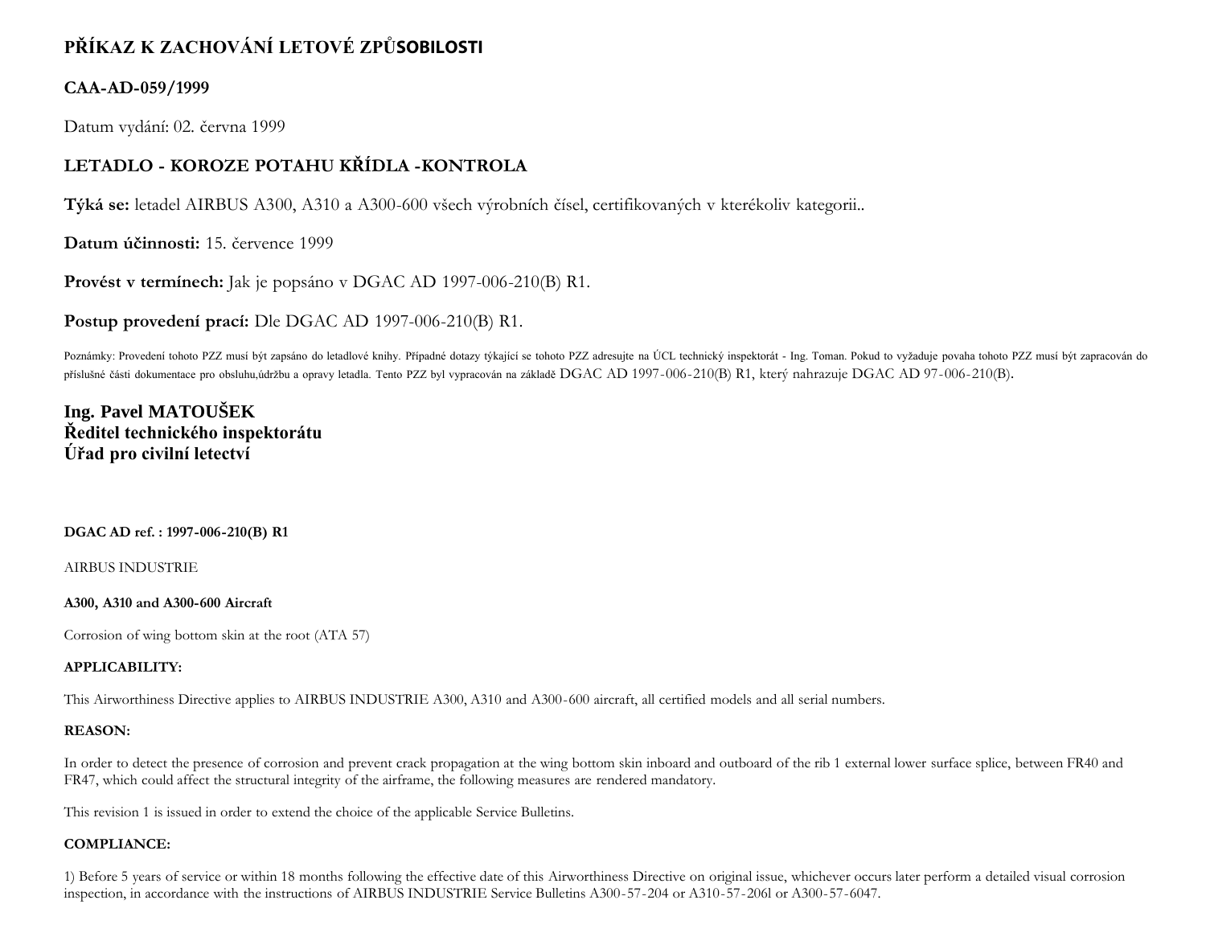# PŘÍKAZ K ZACHOVÁNÍ LETOVÉ ZPŮSOBILOSTI

## CAA-AD-059/1999

Datum vydání: 02. června 1999

## LETADLO - KOROZE POTAHU KŘÍDLA -KONTROLA

**Týká se:** letadel AIRBUS A300, A310 a A300-600 všech výrobních čísel, certifikovaných v kterékoliv kategorii..

**Datum účinnosti:** 15. července 1999

**Provést v termínech:** Jak je popsáno v DGAC AD 1997-006-210(B) R1.

**Postup provedení prací:** Dle DGAC AD 1997-006-210(B) R1.

Poznámky: Provedení tohoto PZZ musí být zapsáno do letadlové knihy. Případné dotazy týkající se tohoto PZZ adresujte na ÚCL technický inspektorát - Ing. Toman. Pokud to vyžaduje povaha tohoto PZZ musí být zapracován do příslušné části dokumentace pro obsluhu,údržbu a opravy letadla. Tento PZZ byl vypracován na základě DGAC AD 1997-006-210(B) R1, který nahrazuje DGAC AD 97-006-210(B).

**Ing. Pavel MATOUŠEK**
**Ředitel technického inspektorátu**
**Úřad pro civilní letectví**

**DGAC AD ref. : 1997-006-210(B) R1**

AIRBUS INDUSTRIE

**A300, A310 and A300-600 Aircraft**

Corrosion of wing bottom skin at the root (ATA 57)

**APPLICABILITY:**

This Airworthiness Directive applies to AIRBUS INDUSTRIE A300, A310 and A300-600 aircraft, all certified models and all serial numbers.

**REASON:**

In order to detect the presence of corrosion and prevent crack propagation at the wing bottom skin inboard and outboard of the rib 1 external lower surface splice, between FR40 and FR47, which could affect the structural integrity of the airframe, the following measures are rendered mandatory.

This revision 1 is issued in order to extend the choice of the applicable Service Bulletins.

**COMPLIANCE:**

1) Before 5 years of service or within 18 months following the effective date of this Airworthiness Directive on original issue, whichever occurs later perform a detailed visual corrosion inspection, in accordance with the instructions of AIRBUS INDUSTRIE Service Bulletins A300-57-204 or A310-57-206l or A300-57-6047.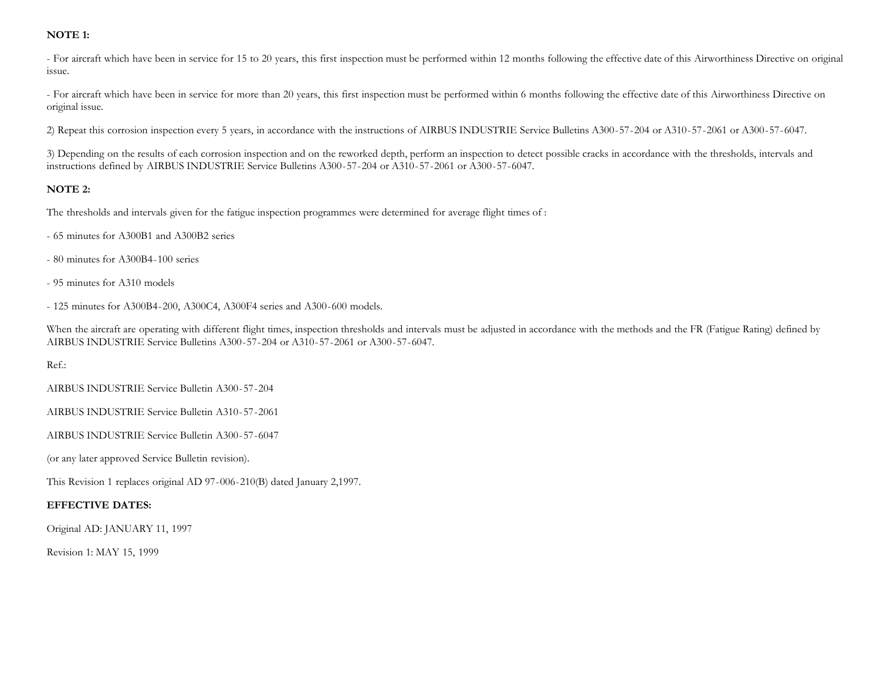**NOTE 1:**

- For aircraft which have been in service for 15 to 20 years, this first inspection must be performed within 12 months following the effective date of this Airworthiness Directive on original issue.

- For aircraft which have been in service for more than 20 years, this first inspection must be performed within 6 months following the effective date of this Airworthiness Directive on original issue.

2) Repeat this corrosion inspection every 5 years, in accordance with the instructions of AIRBUS INDUSTRIE Service Bulletins A300-57-204 or A310-57-2061 or A300-57-6047.

3) Depending on the results of each corrosion inspection and on the reworked depth, perform an inspection to detect possible cracks in accordance with the thresholds, intervals and instructions defined by AIRBUS INDUSTRIE Service Bulletins A300-57-204 or A310-57-2061 or A300-57-6047.

**NOTE 2:**

The thresholds and intervals given for the fatigue inspection programmes were determined for average flight times of :

- 65 minutes for A300B1 and A300B2 series

- 80 minutes for A300B4-100 series

- 95 minutes for A310 models

- 125 minutes for A300B4-200, A300C4, A300F4 series and A300-600 models.

When the aircraft are operating with different flight times, inspection thresholds and intervals must be adjusted in accordance with the methods and the FR (Fatigue Rating) defined by AIRBUS INDUSTRIE Service Bulletins A300-57-204 or A310-57-2061 or A300-57-6047.

Ref.:

AIRBUS INDUSTRIE Service Bulletin A300-57-204

AIRBUS INDUSTRIE Service Bulletin A310-57-2061

AIRBUS INDUSTRIE Service Bulletin A300-57-6047

(or any later approved Service Bulletin revision).

This Revision 1 replaces original AD 97-006-210(B) dated January 2,1997.

**EFFECTIVE DATES:**

Original AD: JANUARY 11, 1997

Revision 1: MAY 15, 1999